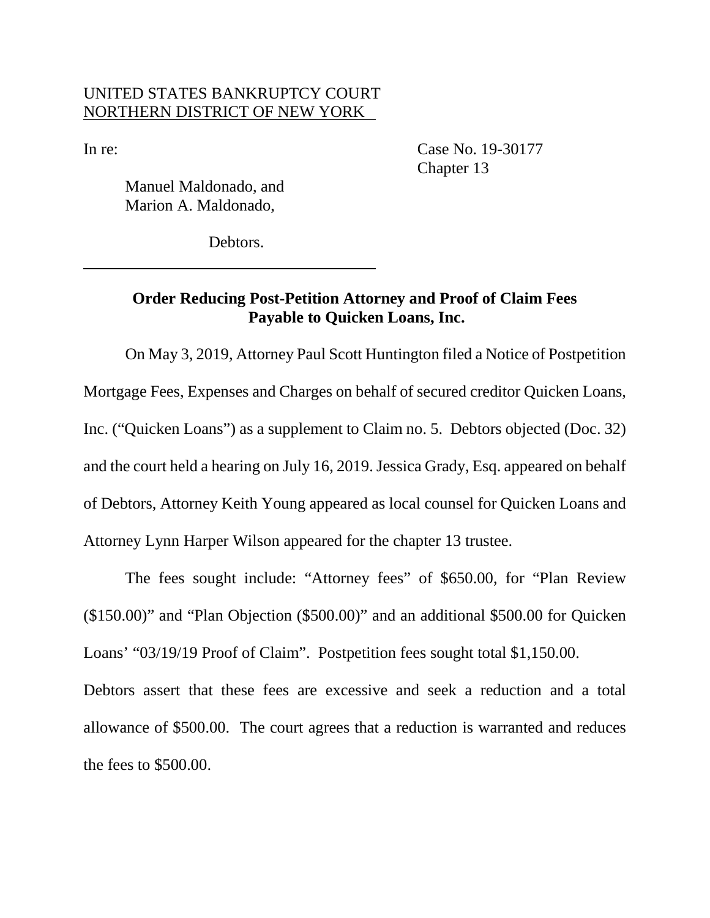UNITED STATES BANKRUPTCY COURT
NORTHERN DISTRICT OF NEW YORK

In re:

Manuel Maldonado, and
Marion A. Maldonado,

Debtors.

Case No. 19-30177
Chapter 13

**Order Reducing Post-Petition Attorney and Proof of Claim Fees Payable to Quicken Loans, Inc.**

On May 3, 2019, Attorney Paul Scott Huntington filed a Notice of Postpetition Mortgage Fees, Expenses and Charges on behalf of secured creditor Quicken Loans, Inc. ("Quicken Loans") as a supplement to Claim no. 5. Debtors objected (Doc. 32) and the court held a hearing on July 16, 2019. Jessica Grady, Esq. appeared on behalf of Debtors, Attorney Keith Young appeared as local counsel for Quicken Loans and Attorney Lynn Harper Wilson appeared for the chapter 13 trustee.

The fees sought include: "Attorney fees" of $650.00, for "Plan Review ($150.00)" and "Plan Objection ($500.00)" and an additional $500.00 for Quicken Loans' "03/19/19 Proof of Claim". Postpetition fees sought total $1,150.00. Debtors assert that these fees are excessive and seek a reduction and a total allowance of $500.00. The court agrees that a reduction is warranted and reduces the fees to $500.00.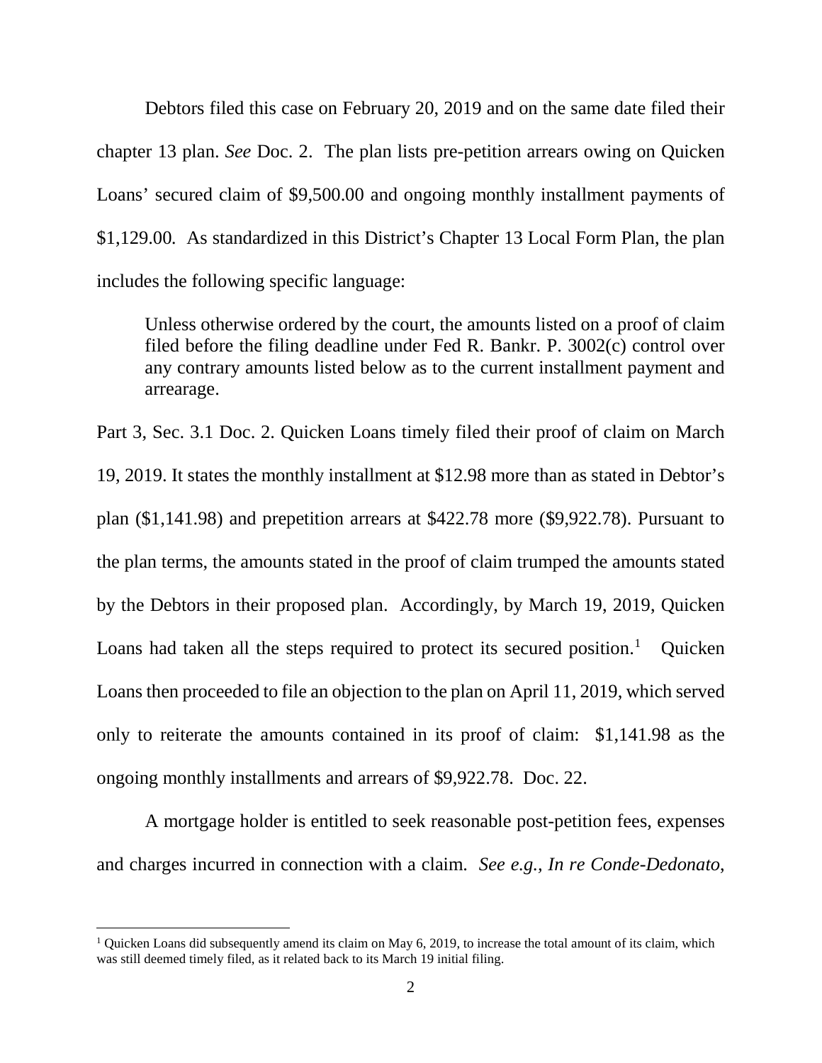Debtors filed this case on February 20, 2019 and on the same date filed their chapter 13 plan. *See* Doc. 2. The plan lists pre-petition arrears owing on Quicken Loans' secured claim of $9,500.00 and ongoing monthly installment payments of $1,129.00. As standardized in this District's Chapter 13 Local Form Plan, the plan includes the following specific language:

> Unless otherwise ordered by the court, the amounts listed on a proof of claim filed before the filing deadline under Fed R. Bankr. P. 3002(c) control over any contrary amounts listed below as to the current installment payment and arrearage.

Part 3, Sec. 3.1 Doc. 2. Quicken Loans timely filed their proof of claim on March 19, 2019. It states the monthly installment at $12.98 more than as stated in Debtor's plan ($1,141.98) and prepetition arrears at $422.78 more ($9,922.78). Pursuant to the plan terms, the amounts stated in the proof of claim trumped the amounts stated by the Debtors in their proposed plan. Accordingly, by March 19, 2019, Quicken Loans had taken all the steps required to protect its secured position.[1] Quicken Loans then proceeded to file an objection to the plan on April 11, 2019, which served only to reiterate the amounts contained in its proof of claim: $1,141.98 as the ongoing monthly installments and arrears of $9,922.78. Doc. 22.

A mortgage holder is entitled to seek reasonable post-petition fees, expenses and charges incurred in connection with a claim. *See e.g., In re Conde-Dedonato,*

---

[1] Quicken Loans did subsequently amend its claim on May 6, 2019, to increase the total amount of its claim, which was still deemed timely filed, as it related back to its March 19 initial filing.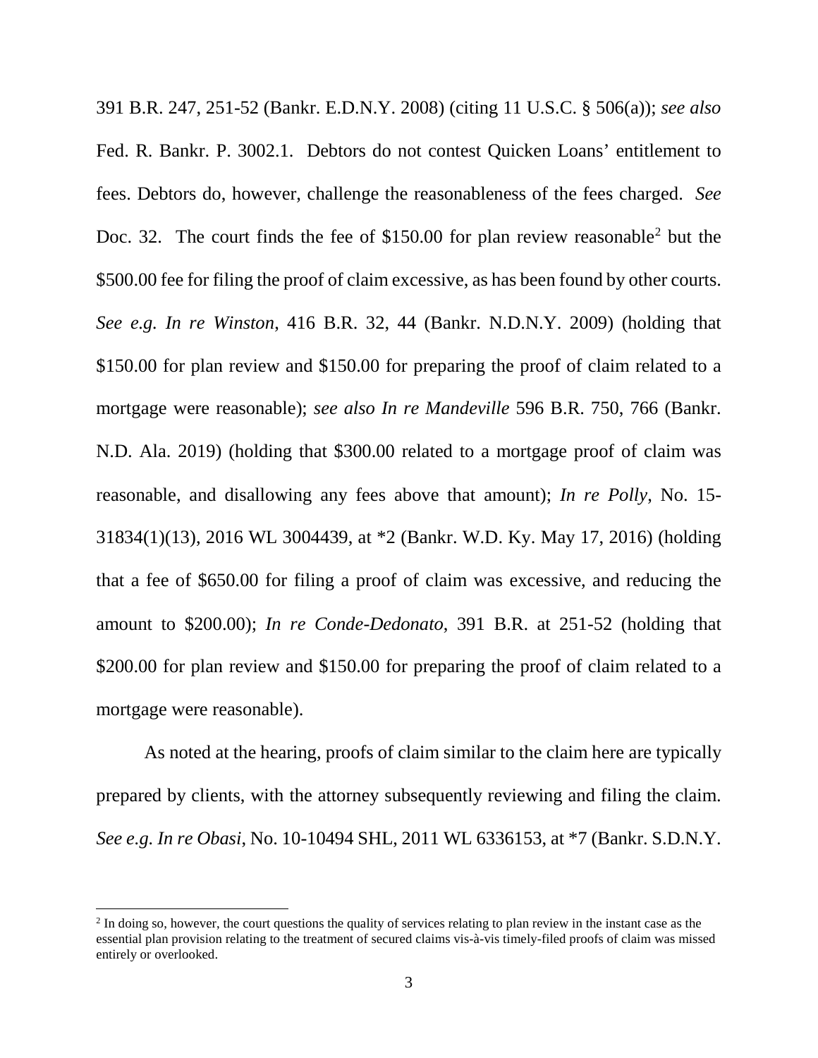391 B.R. 247, 251-52 (Bankr. E.D.N.Y. 2008) (citing 11 U.S.C. § 506(a)); *see also* Fed. R. Bankr. P. 3002.1. Debtors do not contest Quicken Loans' entitlement to fees. Debtors do, however, challenge the reasonableness of the fees charged. *See* Doc. 32. The court finds the fee of $150.00 for plan review reasonable[2] but the $500.00 fee for filing the proof of claim excessive, as has been found by other courts. *See e.g. In re Winston*, 416 B.R. 32, 44 (Bankr. N.D.N.Y. 2009) (holding that $150.00 for plan review and $150.00 for preparing the proof of claim related to a mortgage were reasonable); *see also In re Mandeville* 596 B.R. 750, 766 (Bankr. N.D. Ala. 2019) (holding that $300.00 related to a mortgage proof of claim was reasonable, and disallowing any fees above that amount); *In re Polly*, No. 15-31834(1)(13), 2016 WL 3004439, at *2 (Bankr. W.D. Ky. May 17, 2016) (holding that a fee of $650.00 for filing a proof of claim was excessive, and reducing the amount to $200.00); *In re Conde-Dedonato*, 391 B.R. at 251-52 (holding that $200.00 for plan review and $150.00 for preparing the proof of claim related to a mortgage were reasonable).

As noted at the hearing, proofs of claim similar to the claim here are typically prepared by clients, with the attorney subsequently reviewing and filing the claim. *See e.g. In re Obasi*, No. 10-10494 SHL, 2011 WL 6336153, at *7 (Bankr. S.D.N.Y.

---

[2] In doing so, however, the court questions the quality of services relating to plan review in the instant case as the essential plan provision relating to the treatment of secured claims vis-à-vis timely-filed proofs of claim was missed entirely or overlooked.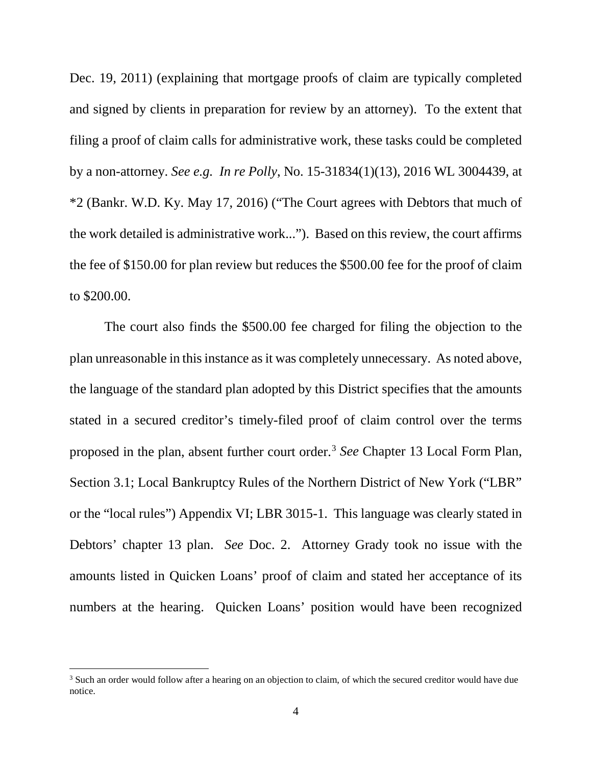Dec. 19, 2011) (explaining that mortgage proofs of claim are typically completed and signed by clients in preparation for review by an attorney). To the extent that filing a proof of claim calls for administrative work, these tasks could be completed by a non-attorney. *See e.g. In re Polly*, No. 15-31834(1)(13), 2016 WL 3004439, at *2 (Bankr. W.D. Ky. May 17, 2016) ("The Court agrees with Debtors that much of the work detailed is administrative work..."). Based on this review, the court affirms the fee of $150.00 for plan review but reduces the $500.00 fee for the proof of claim to $200.00.

The court also finds the $500.00 fee charged for filing the objection to the plan unreasonable in this instance as it was completely unnecessary. As noted above, the language of the standard plan adopted by this District specifies that the amounts stated in a secured creditor's timely-filed proof of claim control over the terms proposed in the plan, absent further court order.[3] *See* Chapter 13 Local Form Plan, Section 3.1; Local Bankruptcy Rules of the Northern District of New York ("LBR" or the "local rules") Appendix VI; LBR 3015-1. This language was clearly stated in Debtors' chapter 13 plan. *See* Doc. 2. Attorney Grady took no issue with the amounts listed in Quicken Loans' proof of claim and stated her acceptance of its numbers at the hearing. Quicken Loans' position would have been recognized

[3] Such an order would follow after a hearing on an objection to claim, of which the secured creditor would have due notice.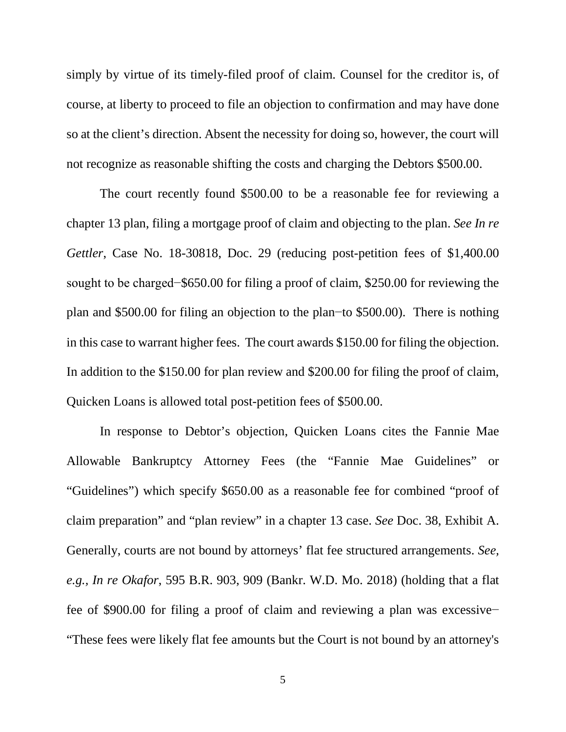simply by virtue of its timely-filed proof of claim. Counsel for the creditor is, of course, at liberty to proceed to file an objection to confirmation and may have done so at the client's direction. Absent the necessity for doing so, however, the court will not recognize as reasonable shifting the costs and charging the Debtors $500.00.

The court recently found $500.00 to be a reasonable fee for reviewing a chapter 13 plan, filing a mortgage proof of claim and objecting to the plan. *See In re Gettler*, Case No. 18-30818, Doc. 29 (reducing post-petition fees of $1,400.00 sought to be charged−$650.00 for filing a proof of claim, $250.00 for reviewing the plan and $500.00 for filing an objection to the plan−to $500.00). There is nothing in this case to warrant higher fees. The court awards $150.00 for filing the objection. In addition to the $150.00 for plan review and $200.00 for filing the proof of claim, Quicken Loans is allowed total post-petition fees of $500.00.

In response to Debtor's objection, Quicken Loans cites the Fannie Mae Allowable Bankruptcy Attorney Fees (the "Fannie Mae Guidelines" or "Guidelines") which specify $650.00 as a reasonable fee for combined "proof of claim preparation" and "plan review" in a chapter 13 case. *See* Doc. 38, Exhibit A. Generally, courts are not bound by attorneys' flat fee structured arrangements. *See, e.g.*, *In re Okafor*, 595 B.R. 903, 909 (Bankr. W.D. Mo. 2018) (holding that a flat fee of $900.00 for filing a proof of claim and reviewing a plan was excessive− "These fees were likely flat fee amounts but the Court is not bound by an attorney's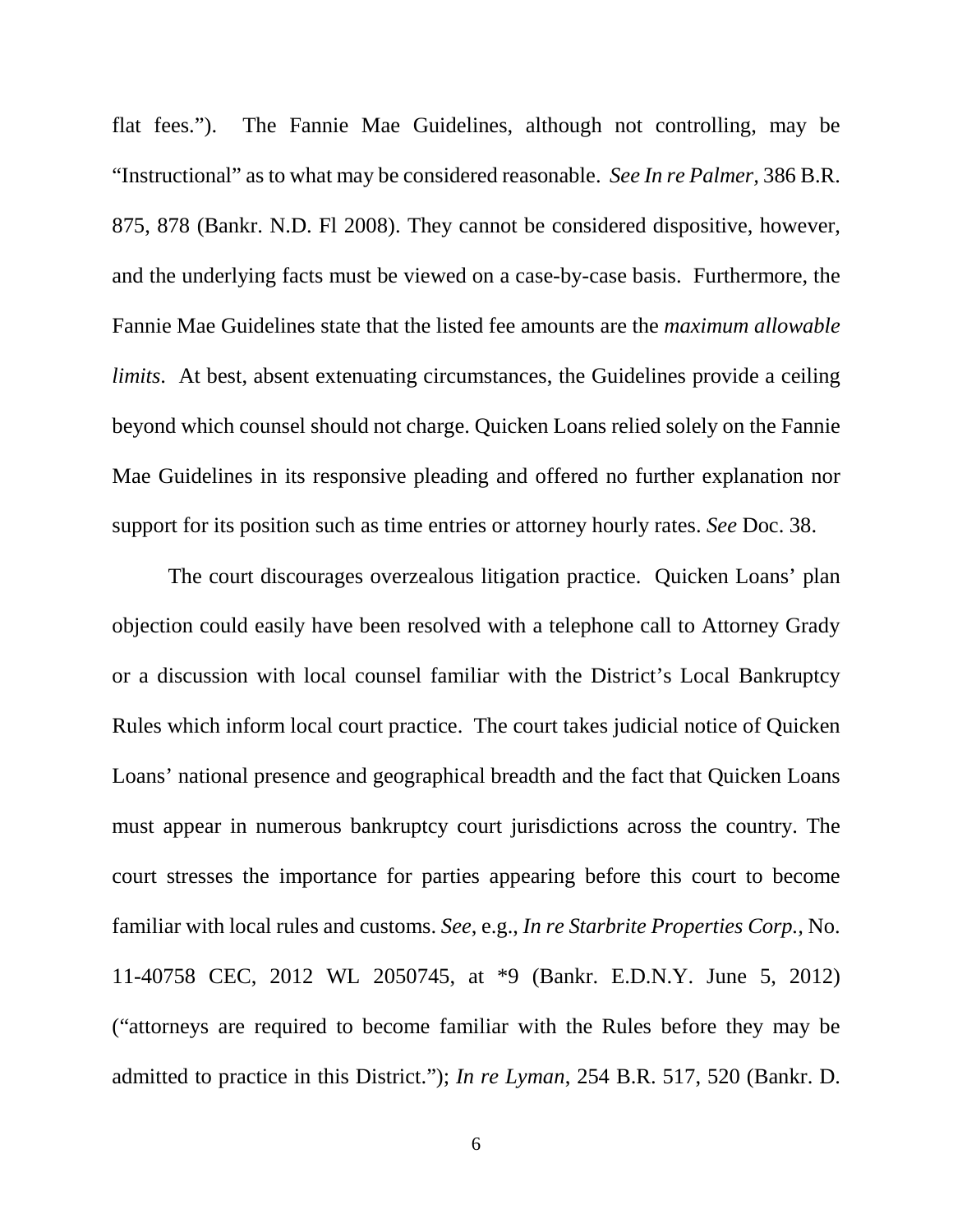flat fees."). The Fannie Mae Guidelines, although not controlling, may be "Instructional" as to what may be considered reasonable. *See In re Palmer,* 386 B.R. 875, 878 (Bankr. N.D. Fl 2008). They cannot be considered dispositive, however, and the underlying facts must be viewed on a case-by-case basis. Furthermore, the Fannie Mae Guidelines state that the listed fee amounts are the *maximum allowable limits*. At best, absent extenuating circumstances, the Guidelines provide a ceiling beyond which counsel should not charge. Quicken Loans relied solely on the Fannie Mae Guidelines in its responsive pleading and offered no further explanation nor support for its position such as time entries or attorney hourly rates. *See* Doc. 38.

The court discourages overzealous litigation practice. Quicken Loans' plan objection could easily have been resolved with a telephone call to Attorney Grady or a discussion with local counsel familiar with the District's Local Bankruptcy Rules which inform local court practice. The court takes judicial notice of Quicken Loans' national presence and geographical breadth and the fact that Quicken Loans must appear in numerous bankruptcy court jurisdictions across the country. The court stresses the importance for parties appearing before this court to become familiar with local rules and customs. *See,* e.g., *In re Starbrite Properties Corp.,* No. 11-40758 CEC, 2012 WL 2050745, at *9 (Bankr. E.D.N.Y. June 5, 2012) ("attorneys are required to become familiar with the Rules before they may be admitted to practice in this District."); *In re Lyman*, 254 B.R. 517, 520 (Bankr. D.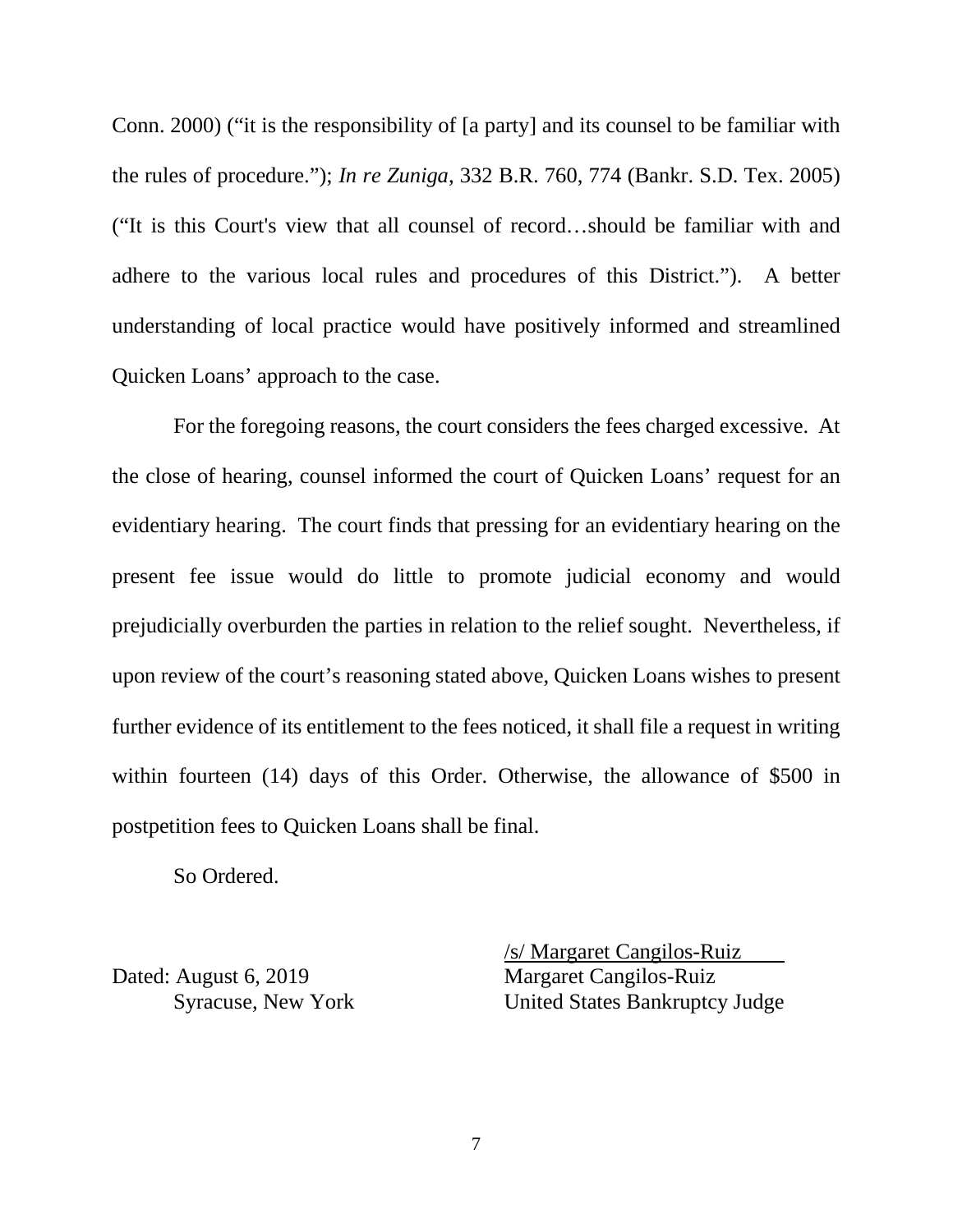Conn. 2000) ("it is the responsibility of [a party] and its counsel to be familiar with the rules of procedure."); *In re Zuniga*, 332 B.R. 760, 774 (Bankr. S.D. Tex. 2005) ("It is this Court's view that all counsel of record…should be familiar with and adhere to the various local rules and procedures of this District."). A better understanding of local practice would have positively informed and streamlined Quicken Loans' approach to the case.

For the foregoing reasons, the court considers the fees charged excessive. At the close of hearing, counsel informed the court of Quicken Loans' request for an evidentiary hearing. The court finds that pressing for an evidentiary hearing on the present fee issue would do little to promote judicial economy and would prejudicially overburden the parties in relation to the relief sought. Nevertheless, if upon review of the court's reasoning stated above, Quicken Loans wishes to present further evidence of its entitlement to the fees noticed, it shall file a request in writing within fourteen (14) days of this Order. Otherwise, the allowance of $500 in postpetition fees to Quicken Loans shall be final.

So Ordered.

Dated: August 6, 2019
Syracuse, New York

/s/ Margaret Cangilos-Ruiz
Margaret Cangilos-Ruiz
United States Bankruptcy Judge